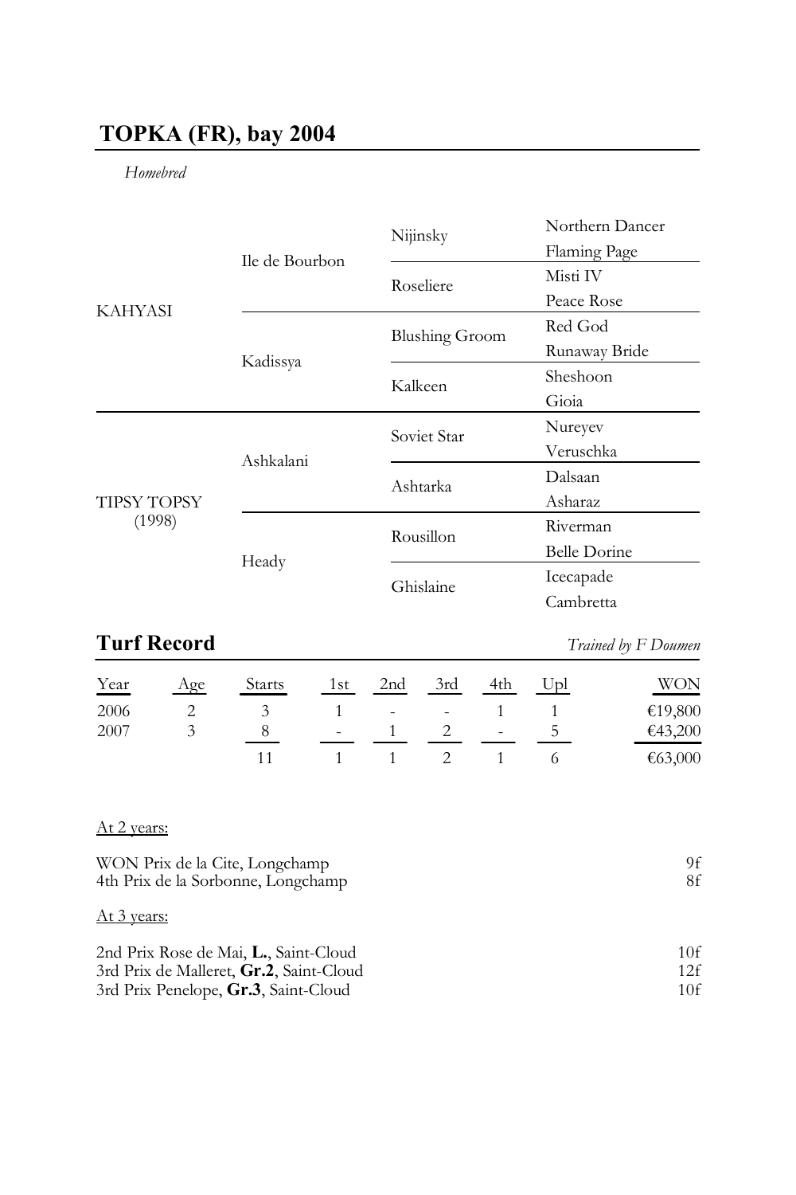# TOPKA (FR), bay 2004

*Homebred*

| | | | |
|---|---|---|---|
| KAHYASI | Ile de Bourbon | Nijinsky | Northern Dancer |
| | | | Flaming Page |
| | | Roseliere | Misti IV |
| | | | Peace Rose |
| | Kadissya | Blushing Groom | Red God |
| | | | Runaway Bride |
| | | Kalkeen | Sheshoon |
| | | | Gioia |
| TIPSY TOPSY (1998) | Ashkalani | Soviet Star | Nureyev |
| | | | Veruschka |
| | | Ashtarka | Dalsaan |
| | | | Asharaz |
| | Heady | Rousillon | Riverman |
| | | | Belle Dorine |
| | | Ghislaine | Icecapade |
| | | | Cambretta |

## Turf Record

*Trained by F Doumen*

| Year | Age | Starts | 1st | 2nd | 3rd | 4th | Upl | WON |
|---|---|---|---|---|---|---|---|---|
| 2006 | 2 | 3 | 1 | - | - | 1 | 1 | €19,800 |
| 2007 | 3 | 8 | - | 1 | 2 | - | 5 | €43,200 |
| | | 11 | 1 | 1 | 2 | 1 | 6 | €63,000 |

At 2 years:

| | |
|---|---|
| WON Prix de la Cite, Longchamp | 9f |
| 4th Prix de la Sorbonne, Longchamp | 8f |

At 3 years:

| | |
|---|---|
| 2nd Prix Rose de Mai, **L.**, Saint-Cloud | 10f |
| 3rd Prix de Malleret, **Gr.2**, Saint-Cloud | 12f |
| 3rd Prix Penelope, **Gr.3**, Saint-Cloud | 10f |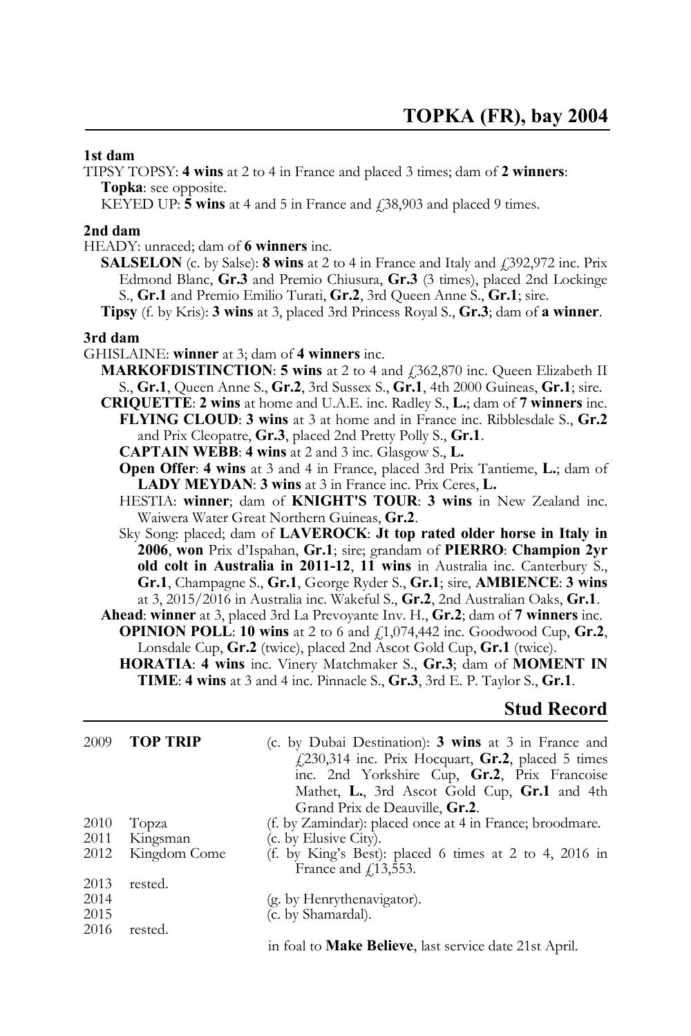## TOPKA (FR), bay 2004

### 1st dam

TIPSY TOPSY: **4 wins** at 2 to 4 in France and placed 3 times; dam of **2 winners**:

- **Topka**: see opposite.
- KEYED UP: **5 wins** at 4 and 5 in France and £38,903 and placed 9 times.

### 2nd dam

HEADY: unraced; dam of **6 winners** inc.

- **SALSELON** (c. by Salse): **8 wins** at 2 to 4 in France and Italy and £392,972 inc. Prix Edmond Blanc, **Gr.3** and Premio Chiusura, **Gr.3** (3 times), placed 2nd Lockinge S., **Gr.1** and Premio Emilio Turati, **Gr.2**, 3rd Queen Anne S., **Gr.1**; sire.
- **Tipsy** (f. by Kris): **3 wins** at 3, placed 3rd Princess Royal S., **Gr.3**; dam of **a winner**.

### 3rd dam

GHISLAINE: **winner** at 3; dam of **4 winners** inc.

- **MARKOFDISTINCTION**: **5 wins** at 2 to 4 and £362,870 inc. Queen Elizabeth II S., **Gr.1**, Queen Anne S., **Gr.2**, 3rd Sussex S., **Gr.1**, 4th 2000 Guineas, **Gr.1**; sire.
- **CRIQUETTE**: **2 wins** at home and U.A.E. inc. Radley S., **L.**; dam of **7 winners** inc.
  - **FLYING CLOUD**: **3 wins** at 3 at home and in France inc. Ribblesdale S., **Gr.2** and Prix Cleopatre, **Gr.3**, placed 2nd Pretty Polly S., **Gr.1**.
  - **CAPTAIN WEBB**: **4 wins** at 2 and 3 inc. Glasgow S., **L.**
  - **Open Offer**: **4 wins** at 3 and 4 in France, placed 3rd Prix Tantieme, **L.**; dam of **LADY MEYDAN**: **3 wins** at 3 in France inc. Prix Ceres, **L.**
  - HESTIA: **winner**; dam of **KNIGHT'S TOUR**: **3 wins** in New Zealand inc. Waiwera Water Great Northern Guineas, **Gr.2**.
  - Sky Song: placed; dam of **LAVEROCK**: **Jt top rated older horse in Italy in 2006**, **won** Prix d'Ispahan, **Gr.1**; sire; grandam of **PIERRO**: **Champion 2yr old colt in Australia in 2011-12**, **11 wins** in Australia inc. Canterbury S., **Gr.1**, Champagne S., **Gr.1**, George Ryder S., **Gr.1**; sire, **AMBIENCE**: **3 wins** at 3, 2015/2016 in Australia inc. Wakeful S., **Gr.2**, 2nd Australian Oaks, **Gr.1**.
- **Ahead**: **winner** at 3, placed 3rd La Prevoyante Inv. H., **Gr.2**; dam of **7 winners** inc.
  - **OPINION POLL**: **10 wins** at 2 to 6 and £1,074,442 inc. Goodwood Cup, **Gr.2**, Lonsdale Cup, **Gr.2** (twice), placed 2nd Ascot Gold Cup, **Gr.1** (twice).
  - **HORATIA**: **4 wins** inc. Vinery Matchmaker S., **Gr.3**; dam of **MOMENT IN TIME**: **4 wins** at 3 and 4 inc. Pinnacle S., **Gr.3**, 3rd E. P. Taylor S., **Gr.1**.

## Stud Record

| | | |
|---|---|---|
| 2009 | **TOP TRIP** | (c. by Dubai Destination): **3 wins** at 3 in France and £230,314 inc. Prix Hocquart, **Gr.2**, placed 5 times inc. 2nd Yorkshire Cup, **Gr.2**, Prix Francoise Mathet, **L.**, 3rd Ascot Gold Cup, **Gr.1** and 4th Grand Prix de Deauville, **Gr.2**. |
| 2010 | Topza | (f. by Zamindar): placed once at 4 in France; broodmare. |
| 2011 | Kingsman | (c. by Elusive City). |
| 2012 | Kingdom Come | (f. by King's Best): placed 6 times at 2 to 4, 2016 in France and £13,553. |
| 2013 | rested. | |
| 2014 | | (g. by Henrythenavigator). |
| 2015 | | (c. by Shamardal). |
| 2016 | rested. | |
| | | in foal to **Make Believe**, last service date 21st April. |